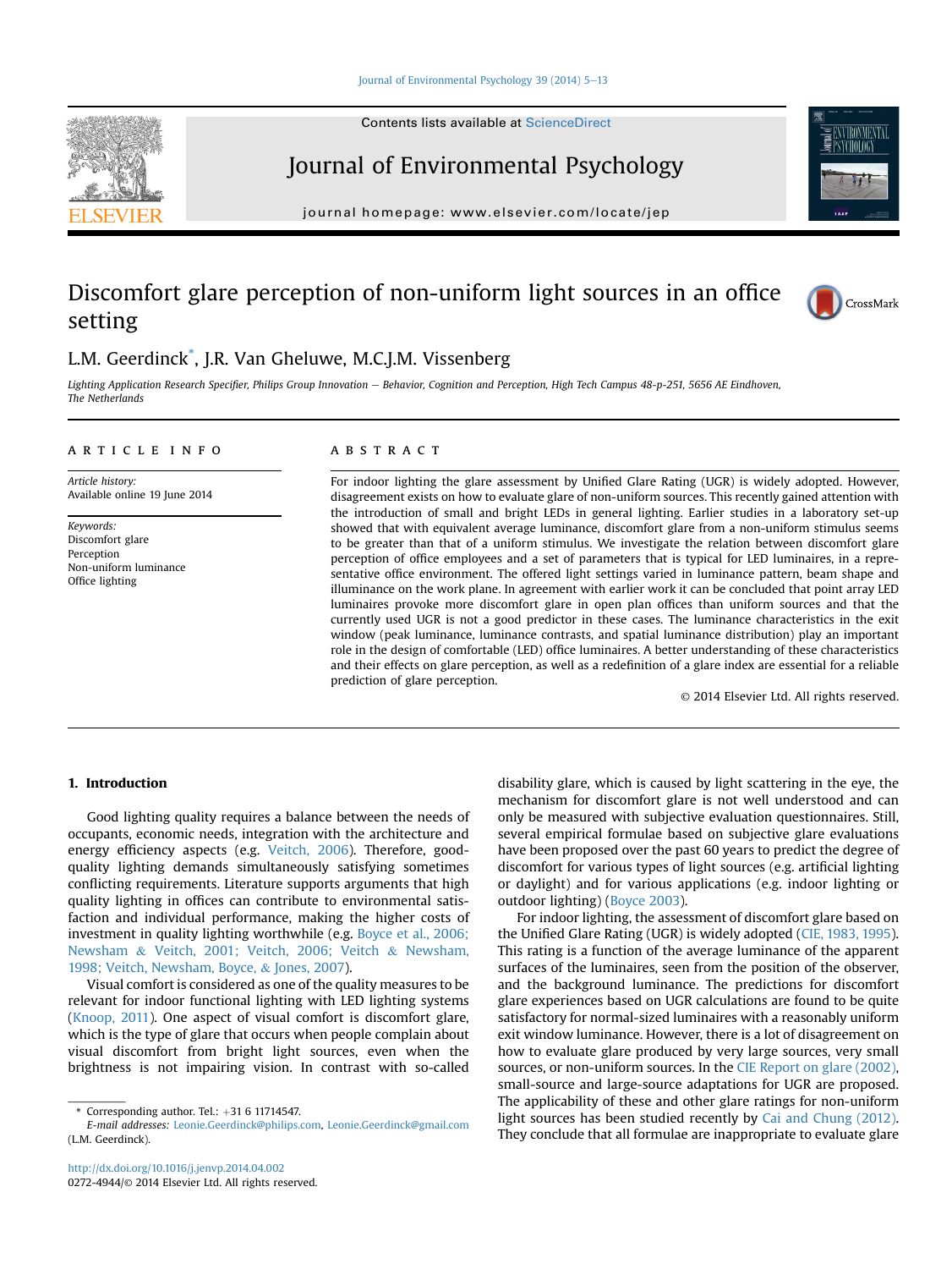Contents lists available at ScienceDirect

# Journal of Environmental Psychology

journal homepage: www.elsevier.com/locate/jep

# Discomfort glare perception of non-uniform light sources in an office setting

L.M. Geerdinck*, J.R. Van Gheluwe, M.C.J.M. Vissenberg

*Lighting Application Research Specifier, Philips Group Innovation — Behavior, Cognition and Perception, High Tech Campus 48-p-251, 5656 AE Eindhoven, The Netherlands*

## ARTICLE INFO

*Article history:*
Available online 19 June 2014

*Keywords:*
Discomfort glare
Perception
Non-uniform luminance
Office lighting

## ABSTRACT

For indoor lighting the glare assessment by Unified Glare Rating (UGR) is widely adopted. However, disagreement exists on how to evaluate glare of non-uniform sources. This recently gained attention with the introduction of small and bright LEDs in general lighting. Earlier studies in a laboratory set-up showed that with equivalent average luminance, discomfort glare from a non-uniform stimulus seems to be greater than that of a uniform stimulus. We investigate the relation between discomfort glare perception of office employees and a set of parameters that is typical for LED luminaires, in a representative office environment. The offered light settings varied in luminance pattern, beam shape and illuminance on the work plane. In agreement with earlier work it can be concluded that point array LED luminaires provoke more discomfort glare in open plan offices than uniform sources and that the currently used UGR is not a good predictor in these cases. The luminance characteristics in the exit window (peak luminance, luminance contrasts, and spatial luminance distribution) play an important role in the design of comfortable (LED) office luminaires. A better understanding of these characteristics and their effects on glare perception, as well as a redefinition of a glare index are essential for a reliable prediction of glare perception.

© 2014 Elsevier Ltd. All rights reserved.

## 1. Introduction

Good lighting quality requires a balance between the needs of occupants, economic needs, integration with the architecture and energy efficiency aspects (e.g. Veitch, 2006). Therefore, good-quality lighting demands simultaneously satisfying sometimes conflicting requirements. Literature supports arguments that high quality lighting in offices can contribute to environmental satisfaction and individual performance, making the higher costs of investment in quality lighting worthwhile (e.g. Boyce et al., 2006; Newsham & Veitch, 2001; Veitch, 2006; Veitch & Newsham, 1998; Veitch, Newsham, Boyce, & Jones, 2007).

Visual comfort is considered as one of the quality measures to be relevant for indoor functional lighting with LED lighting systems (Knoop, 2011). One aspect of visual comfort is discomfort glare, which is the type of glare that occurs when people complain about visual discomfort from bright light sources, even when the brightness is not impairing vision. In contrast with so-called disability glare, which is caused by light scattering in the eye, the mechanism for discomfort glare is not well understood and can only be measured with subjective evaluation questionnaires. Still, several empirical formulae based on subjective glare evaluations have been proposed over the past 60 years to predict the degree of discomfort for various types of light sources (e.g. artificial lighting or daylight) and for various applications (e.g. indoor lighting or outdoor lighting) (Boyce 2003).

For indoor lighting, the assessment of discomfort glare based on the Unified Glare Rating (UGR) is widely adopted (CIE, 1983, 1995). This rating is a function of the average luminance of the apparent surfaces of the luminaires, seen from the position of the observer, and the background luminance. The predictions for discomfort glare experiences based on UGR calculations are found to be quite satisfactory for normal-sized luminaires with a reasonably uniform exit window luminance. However, there is a lot of disagreement on how to evaluate glare produced by very large sources, very small sources, or non-uniform sources. In the CIE Report on glare (2002), small-source and large-source adaptations for UGR are proposed. The applicability of these and other glare ratings for non-uniform light sources has been studied recently by Cai and Chung (2012). They conclude that all formulae are inappropriate to evaluate glare

* Corresponding author. Tel.: +31 6 11714547.
*E-mail addresses:* Leonie.Geerdinck@philips.com, Leonie.Geerdinck@gmail.com (L.M. Geerdinck).

http://dx.doi.org/10.1016/j.jenvp.2014.04.002
0272-4944/© 2014 Elsevier Ltd. All rights reserved.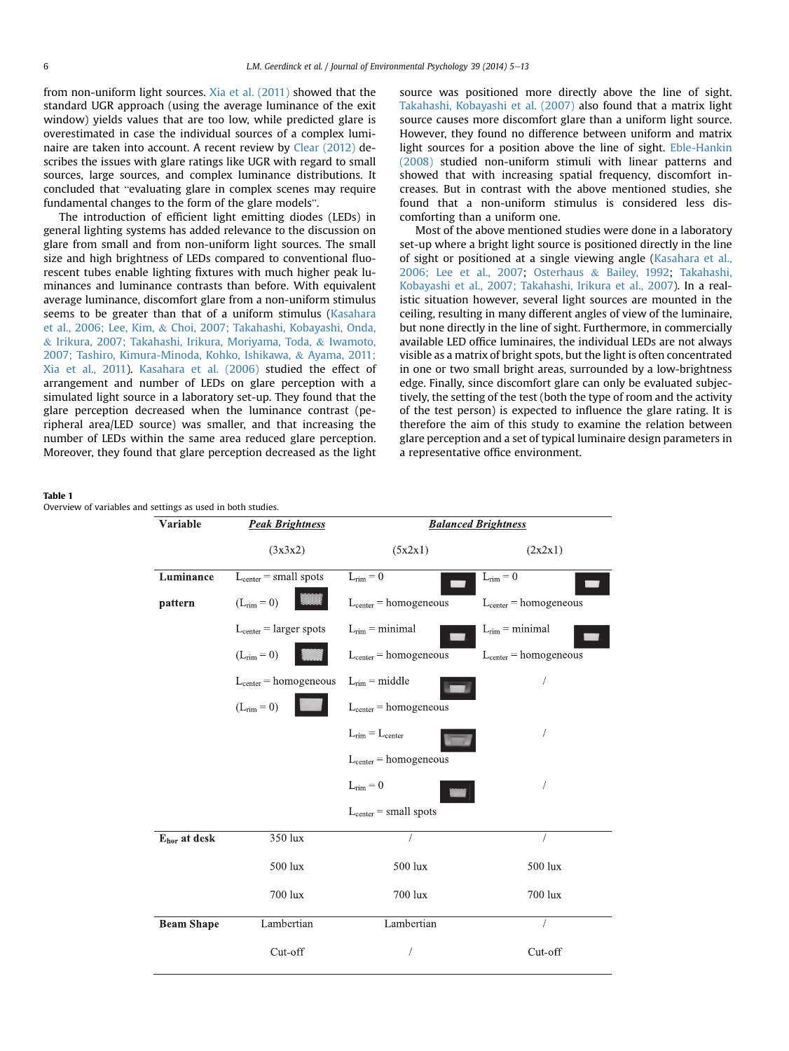from non-uniform light sources. Xia et al. (2011) showed that the standard UGR approach (using the average luminance of the exit window) yields values that are too low, while predicted glare is overestimated in case the individual sources of a complex luminaire are taken into account. A recent review by Clear (2012) describes the issues with glare ratings like UGR with regard to small sources, large sources, and complex luminance distributions. It concluded that "evaluating glare in complex scenes may require fundamental changes to the form of the glare models".

The introduction of efficient light emitting diodes (LEDs) in general lighting systems has added relevance to the discussion on glare from small and from non-uniform light sources. The small size and high brightness of LEDs compared to conventional fluorescent tubes enable lighting fixtures with much higher peak luminances and luminance contrasts than before. With equivalent average luminance, discomfort glare from a non-uniform stimulus seems to be greater than that of a uniform stimulus (Kasahara et al., 2006; Lee, Kim, & Choi, 2007; Takahashi, Kobayashi, Onda, & Irikura, 2007; Takahashi, Irikura, Moriyama, Toda, & Iwamoto, 2007; Tashiro, Kimura-Minoda, Kohko, Ishikawa, & Ayama, 2011; Xia et al., 2011). Kasahara et al. (2006) studied the effect of arrangement and number of LEDs on glare perception with a simulated light source in a laboratory set-up. They found that the glare perception decreased when the luminance contrast (peripheral area/LED source) was smaller, and that increasing the number of LEDs within the same area reduced glare perception. Moreover, they found that glare perception decreased as the light source was positioned more directly above the line of sight. Takahashi, Kobayashi et al. (2007) also found that a matrix light source causes more discomfort glare than a uniform light source. However, they found no difference between uniform and matrix light sources for a position above the line of sight. Eble-Hankin (2008) studied non-uniform stimuli with linear patterns and showed that with increasing spatial frequency, discomfort increases. But in contrast with the above mentioned studies, she found that a non-uniform stimulus is considered less discomforting than a uniform one.

Most of the above mentioned studies were done in a laboratory set-up where a bright light source is positioned directly in the line of sight or positioned at a single viewing angle (Kasahara et al., 2006; Lee et al., 2007; Osterhaus & Bailey, 1992; Takahashi, Kobayashi et al., 2007; Takahashi, Irikura et al., 2007). In a realistic situation however, several light sources are mounted in the ceiling, resulting in many different angles of view of the luminaire, but none directly in the line of sight. Furthermore, in commercially available LED office luminaires, the individual LEDs are not always visible as a matrix of bright spots, but the light is often concentrated in one or two small bright areas, surrounded by a low-brightness edge. Finally, since discomfort glare can only be evaluated subjectively, the setting of the test (both the type of room and the activity of the test person) is expected to influence the glare rating. It is therefore the aim of this study to examine the relation between glare perception and a set of typical luminaire design parameters in a representative office environment.

**Table 1**
Overview of variables and settings as used in both studies.

| Variable | *Peak Brightness* | *Balanced Brightness* | |
|---|---|---|---|
| | (3x3x2) | (5x2x1) | (2x2x1) |
| **Luminance pattern** | $L_{center}$ = small spots ($L_{rim}$ = 0) | $L_{rim}$ = 0, $L_{center}$ = homogeneous | $L_{rim}$ = 0, $L_{center}$ = homogeneous |
| | $L_{center}$ = larger spots ($L_{rim}$ = 0) | $L_{rim}$ = minimal, $L_{center}$ = homogeneous | $L_{rim}$ = minimal, $L_{center}$ = homogeneous |
| | $L_{center}$ = homogeneous ($L_{rim}$ = 0) | $L_{rim}$ = middle, $L_{center}$ = homogeneous | / |
| | | $L_{rim}$ = $L_{center}$, $L_{center}$ = homogeneous | / |
| | | $L_{rim}$ = 0, $L_{center}$ = small spots | / |
| **$E_{hor}$ at desk** | 350 lux | / | / |
| | 500 lux | 500 lux | 500 lux |
| | 700 lux | 700 lux | 700 lux |
| **Beam Shape** | Lambertian | Lambertian | / |
| | Cut-off | / | Cut-off |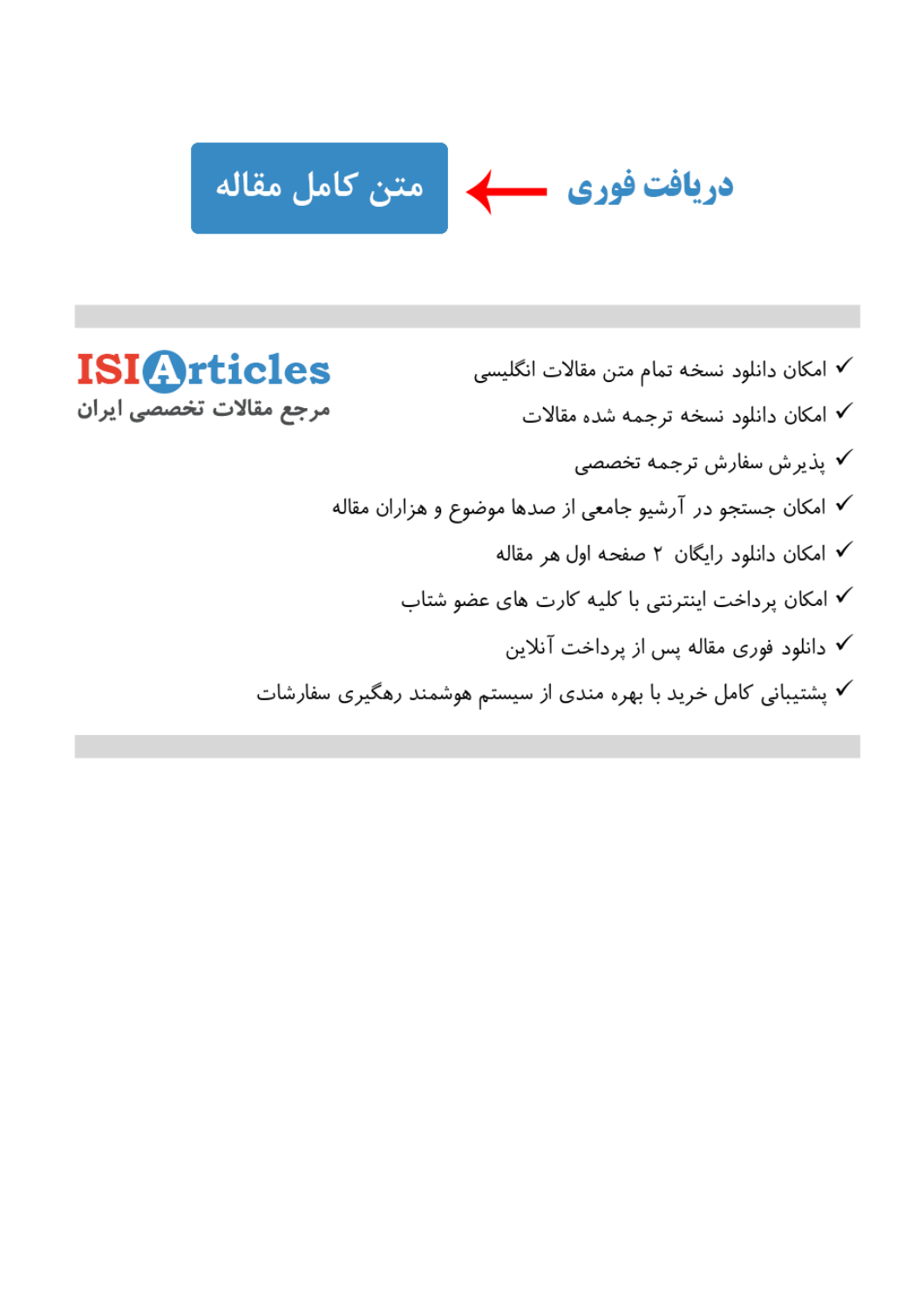دریافت فوری ← متن کامل مقاله

**ISIArticles**
مرجع مقالات تخصصی ایران

- ✓ امکان دانلود نسخه تمام متن مقالات انگلیسی
- ✓ امکان دانلود نسخه ترجمه شده مقالات
- ✓ پذیرش سفارش ترجمه تخصصی
- ✓ امکان جستجو در آرشیو جامعی از صدها موضوع و هزاران مقاله
- ✓ امکان دانلود رایگان ۲ صفحه اول هر مقاله
- ✓ امکان پرداخت اینترنتی با کلیه کارت های عضو شتاب
- ✓ دانلود فوری مقاله پس از پرداخت آنلاین
- ✓ پشتیبانی کامل خرید با بهره مندی از سیستم هوشمند رهگیری سفارشات